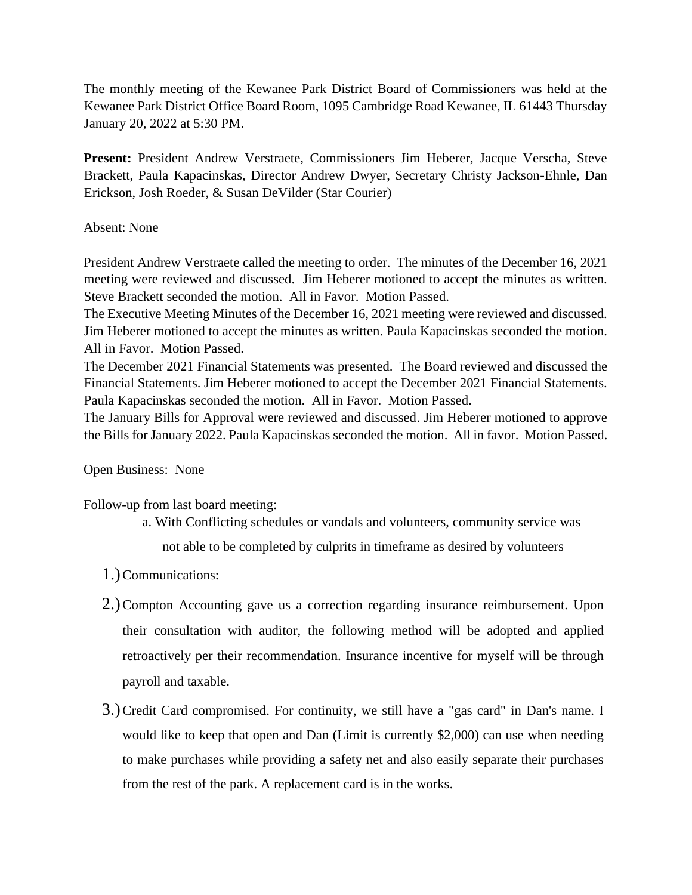The monthly meeting of the Kewanee Park District Board of Commissioners was held at the Kewanee Park District Office Board Room, 1095 Cambridge Road Kewanee, IL 61443 Thursday January 20, 2022 at 5:30 PM.

**Present:** President Andrew Verstraete, Commissioners Jim Heberer, Jacque Verscha, Steve Brackett, Paula Kapacinskas, Director Andrew Dwyer, Secretary Christy Jackson-Ehnle, Dan Erickson, Josh Roeder, & Susan DeVilder (Star Courier)

Absent: None

President Andrew Verstraete called the meeting to order. The minutes of the December 16, 2021 meeting were reviewed and discussed. Jim Heberer motioned to accept the minutes as written. Steve Brackett seconded the motion. All in Favor. Motion Passed.
The Executive Meeting Minutes of the December 16, 2021 meeting were reviewed and discussed. Jim Heberer motioned to accept the minutes as written. Paula Kapacinskas seconded the motion. All in Favor. Motion Passed.
The December 2021 Financial Statements was presented. The Board reviewed and discussed the Financial Statements. Jim Heberer motioned to accept the December 2021 Financial Statements. Paula Kapacinskas seconded the motion. All in Favor. Motion Passed.
The January Bills for Approval were reviewed and discussed. Jim Heberer motioned to approve the Bills for January 2022. Paula Kapacinskas seconded the motion. All in favor. Motion Passed.

Open Business: None

Follow-up from last board meeting:

a. With Conflicting schedules or vandals and volunteers, community service was not able to be completed by culprits in timeframe as desired by volunteers

1.) Communications:

2.) Compton Accounting gave us a correction regarding insurance reimbursement. Upon their consultation with auditor, the following method will be adopted and applied retroactively per their recommendation. Insurance incentive for myself will be through payroll and taxable.

3.) Credit Card compromised. For continuity, we still have a "gas card" in Dan's name. I would like to keep that open and Dan (Limit is currently $2,000) can use when needing to make purchases while providing a safety net and also easily separate their purchases from the rest of the park. A replacement card is in the works.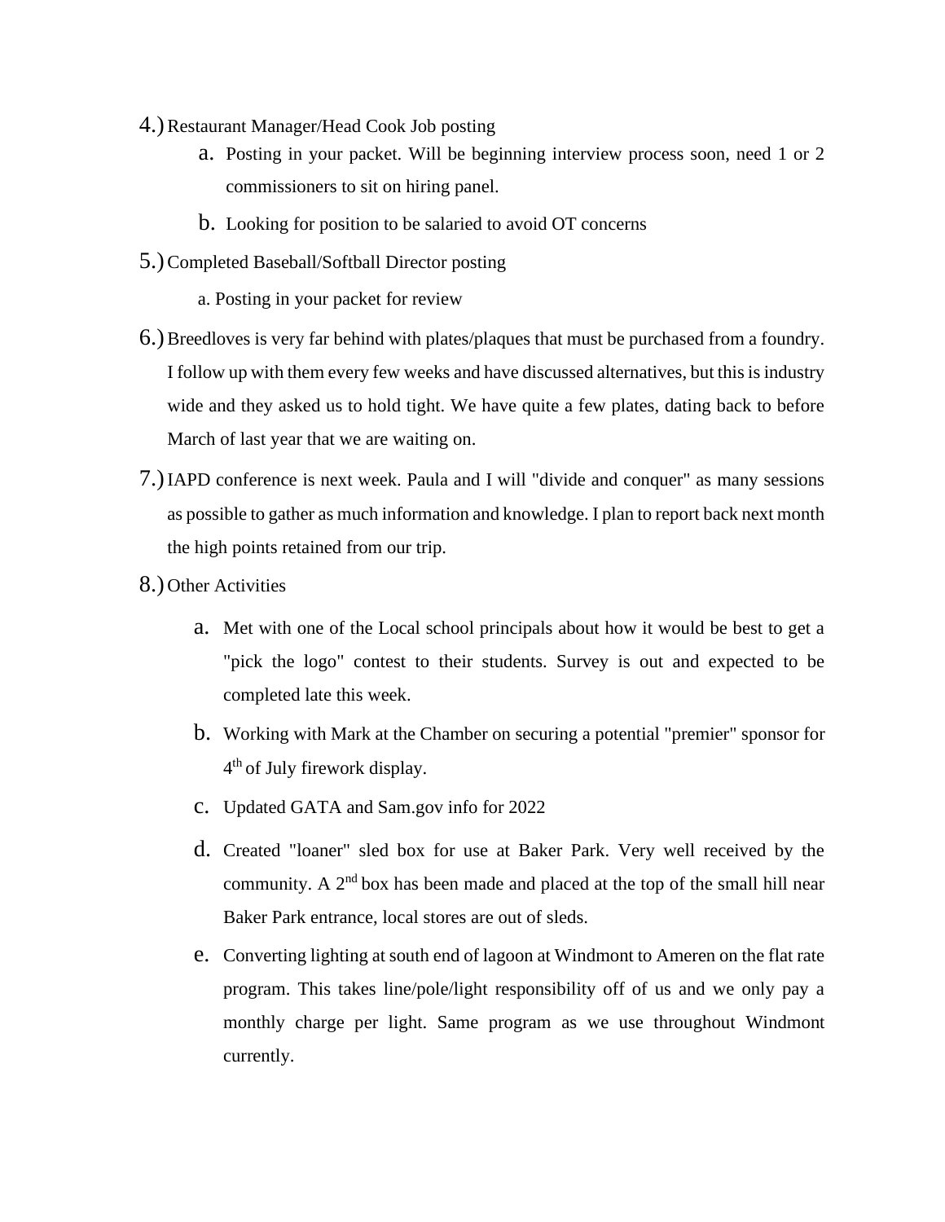4.) Restaurant Manager/Head Cook Job posting
   a. Posting in your packet. Will be beginning interview process soon, need 1 or 2 commissioners to sit on hiring panel.
   b. Looking for position to be salaried to avoid OT concerns

5.) Completed Baseball/Softball Director posting
   a. Posting in your packet for review

6.) Breedloves is very far behind with plates/plaques that must be purchased from a foundry. I follow up with them every few weeks and have discussed alternatives, but this is industry wide and they asked us to hold tight. We have quite a few plates, dating back to before March of last year that we are waiting on.

7.) IAPD conference is next week. Paula and I will "divide and conquer" as many sessions as possible to gather as much information and knowledge. I plan to report back next month the high points retained from our trip.

8.) Other Activities
   a. Met with one of the Local school principals about how it would be best to get a "pick the logo" contest to their students. Survey is out and expected to be completed late this week.
   b. Working with Mark at the Chamber on securing a potential "premier" sponsor for 4th of July firework display.
   c. Updated GATA and Sam.gov info for 2022
   d. Created "loaner" sled box for use at Baker Park. Very well received by the community. A 2nd box has been made and placed at the top of the small hill near Baker Park entrance, local stores are out of sleds.
   e. Converting lighting at south end of lagoon at Windmont to Ameren on the flat rate program. This takes line/pole/light responsibility off of us and we only pay a monthly charge per light. Same program as we use throughout Windmont currently.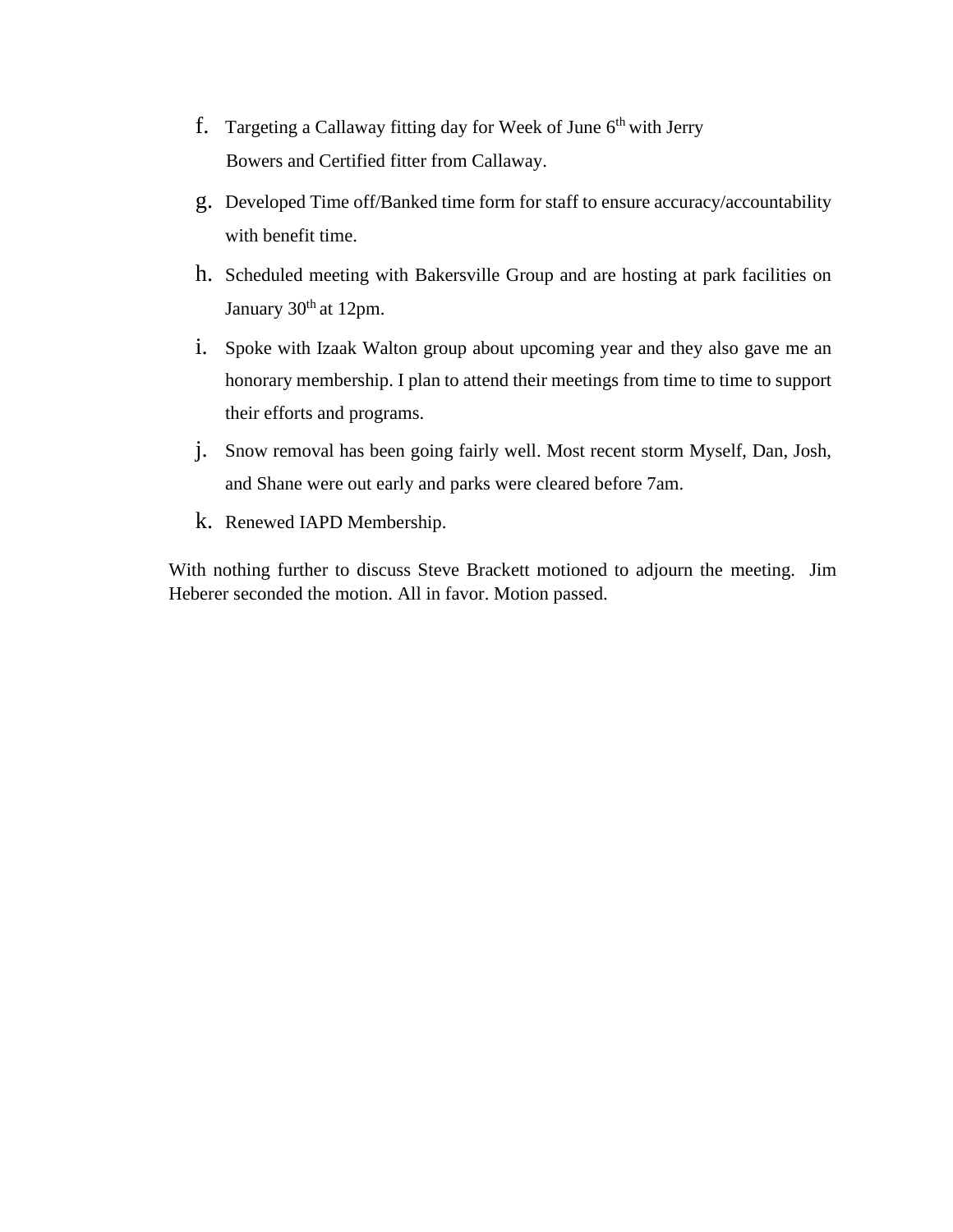f. Targeting a Callaway fitting day for Week of June 6th with Jerry Bowers and Certified fitter from Callaway.

g. Developed Time off/Banked time form for staff to ensure accuracy/accountability with benefit time.

h. Scheduled meeting with Bakersville Group and are hosting at park facilities on January 30th at 12pm.

i. Spoke with Izaak Walton group about upcoming year and they also gave me an honorary membership. I plan to attend their meetings from time to time to support their efforts and programs.

j. Snow removal has been going fairly well. Most recent storm Myself, Dan, Josh, and Shane were out early and parks were cleared before 7am.

k. Renewed IAPD Membership.

With nothing further to discuss Steve Brackett motioned to adjourn the meeting. Jim Heberer seconded the motion. All in favor. Motion passed.